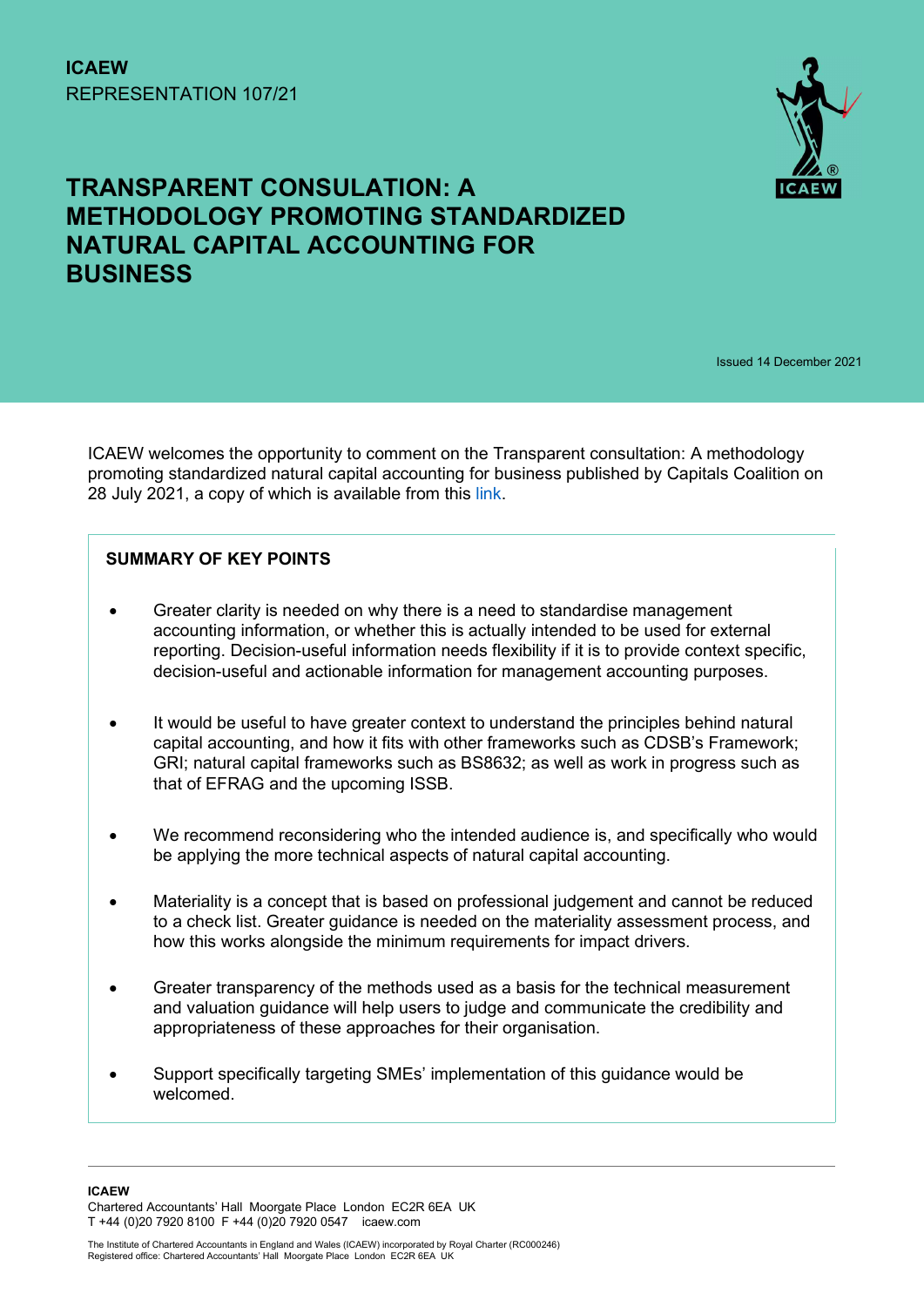**ICAEW**
REPRESENTATION 107/21

# TRANSPARENT CONSULATION: A METHODOLOGY PROMOTING STANDARDIZED NATURAL CAPITAL ACCOUNTING FOR BUSINESS

Issued 14 December 2021

ICAEW welcomes the opportunity to comment on the Transparent consultation: A methodology promoting standardized natural capital accounting for business published by Capitals Coalition on 28 July 2021, a copy of which is available from this link.

## SUMMARY OF KEY POINTS

- Greater clarity is needed on why there is a need to standardise management accounting information, or whether this is actually intended to be used for external reporting. Decision-useful information needs flexibility if it is to provide context specific, decision-useful and actionable information for management accounting purposes.
- It would be useful to have greater context to understand the principles behind natural capital accounting, and how it fits with other frameworks such as CDSB's Framework; GRI; natural capital frameworks such as BS8632; as well as work in progress such as that of EFRAG and the upcoming ISSB.
- We recommend reconsidering who the intended audience is, and specifically who would be applying the more technical aspects of natural capital accounting.
- Materiality is a concept that is based on professional judgement and cannot be reduced to a check list. Greater guidance is needed on the materiality assessment process, and how this works alongside the minimum requirements for impact drivers.
- Greater transparency of the methods used as a basis for the technical measurement and valuation guidance will help users to judge and communicate the credibility and appropriateness of these approaches for their organisation.
- Support specifically targeting SMEs' implementation of this guidance would be welcomed.

**ICAEW**
Chartered Accountants' Hall Moorgate Place London EC2R 6EA UK
T +44 (0)20 7920 8100 F +44 (0)20 7920 0547 icaew.com

The Institute of Chartered Accountants in England and Wales (ICAEW) incorporated by Royal Charter (RC000246)
Registered office: Chartered Accountants' Hall Moorgate Place London EC2R 6EA UK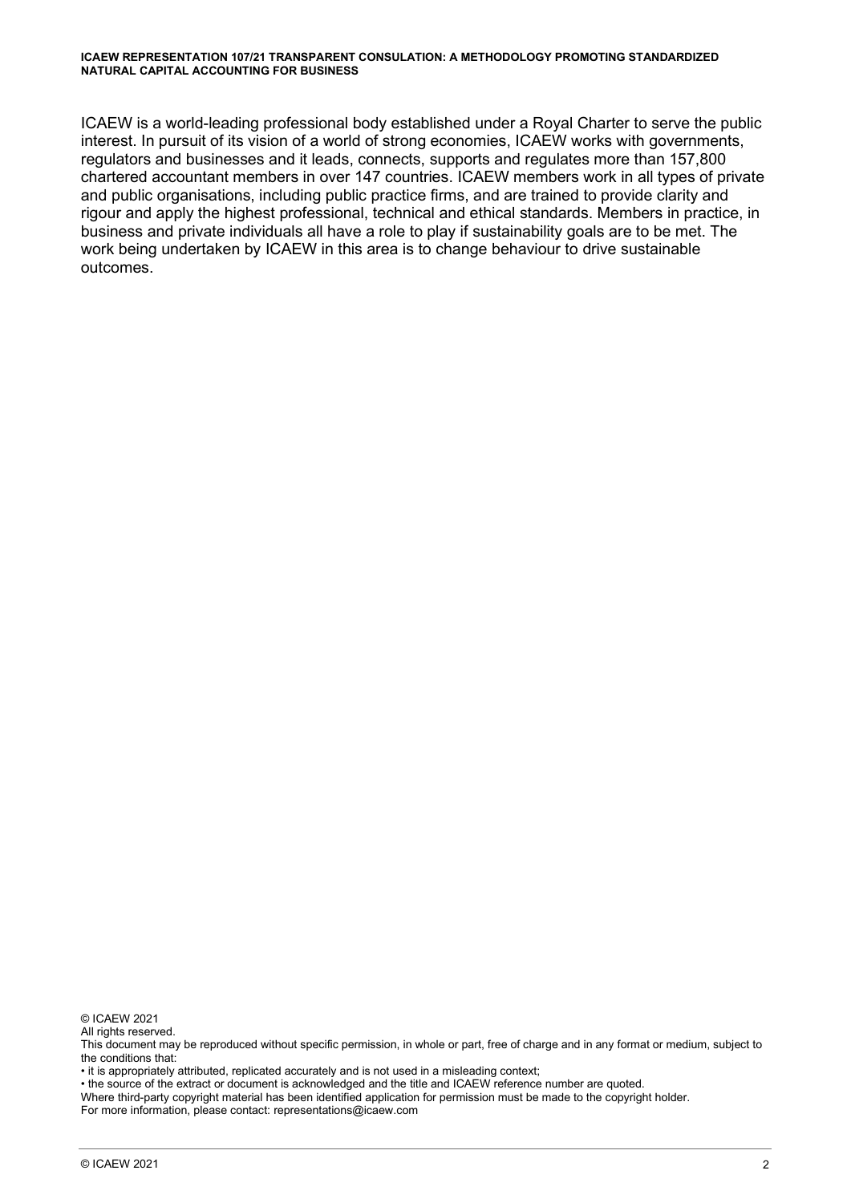ICAEW is a world-leading professional body established under a Royal Charter to serve the public interest. In pursuit of its vision of a world of strong economies, ICAEW works with governments, regulators and businesses and it leads, connects, supports and regulates more than 157,800 chartered accountant members in over 147 countries. ICAEW members work in all types of private and public organisations, including public practice firms, and are trained to provide clarity and rigour and apply the highest professional, technical and ethical standards. Members in practice, in business and private individuals all have a role to play if sustainability goals are to be met. The work being undertaken by ICAEW in this area is to change behaviour to drive sustainable outcomes.

© ICAEW 2021

All rights reserved.

This document may be reproduced without specific permission, in whole or part, free of charge and in any format or medium, subject to the conditions that:

- it is appropriately attributed, replicated accurately and is not used in a misleading context;
- the source of the extract or document is acknowledged and the title and ICAEW reference number are quoted.

Where third-party copyright material has been identified application for permission must be made to the copyright holder.

For more information, please contact: representations@icaew.com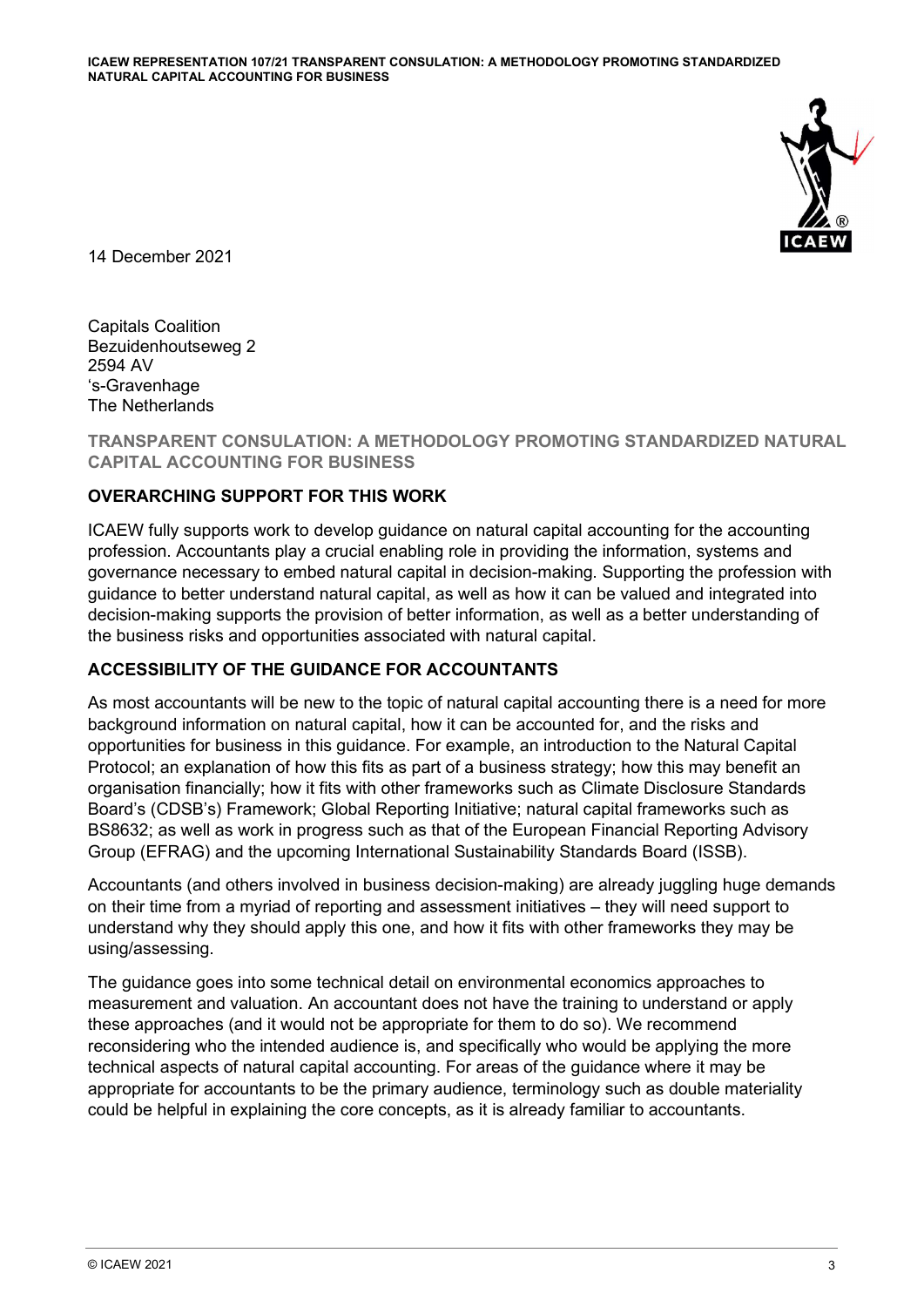14 December 2021

Capitals Coalition
Bezuidenhoutseweg 2
2594 AV
's-Gravenhage
The Netherlands

## TRANSPARENT CONSULATION: A METHODOLOGY PROMOTING STANDARDIZED NATURAL CAPITAL ACCOUNTING FOR BUSINESS

### OVERARCHING SUPPORT FOR THIS WORK

ICAEW fully supports work to develop guidance on natural capital accounting for the accounting profession. Accountants play a crucial enabling role in providing the information, systems and governance necessary to embed natural capital in decision-making. Supporting the profession with guidance to better understand natural capital, as well as how it can be valued and integrated into decision-making supports the provision of better information, as well as a better understanding of the business risks and opportunities associated with natural capital.

### ACCESSIBILITY OF THE GUIDANCE FOR ACCOUNTANTS

As most accountants will be new to the topic of natural capital accounting there is a need for more background information on natural capital, how it can be accounted for, and the risks and opportunities for business in this guidance. For example, an introduction to the Natural Capital Protocol; an explanation of how this fits as part of a business strategy; how this may benefit an organisation financially; how it fits with other frameworks such as Climate Disclosure Standards Board's (CDSB's) Framework; Global Reporting Initiative; natural capital frameworks such as BS8632; as well as work in progress such as that of the European Financial Reporting Advisory Group (EFRAG) and the upcoming International Sustainability Standards Board (ISSB).

Accountants (and others involved in business decision-making) are already juggling huge demands on their time from a myriad of reporting and assessment initiatives – they will need support to understand why they should apply this one, and how it fits with other frameworks they may be using/assessing.

The guidance goes into some technical detail on environmental economics approaches to measurement and valuation. An accountant does not have the training to understand or apply these approaches (and it would not be appropriate for them to do so). We recommend reconsidering who the intended audience is, and specifically who would be applying the more technical aspects of natural capital accounting. For areas of the guidance where it may be appropriate for accountants to be the primary audience, terminology such as double materiality could be helpful in explaining the core concepts, as it is already familiar to accountants.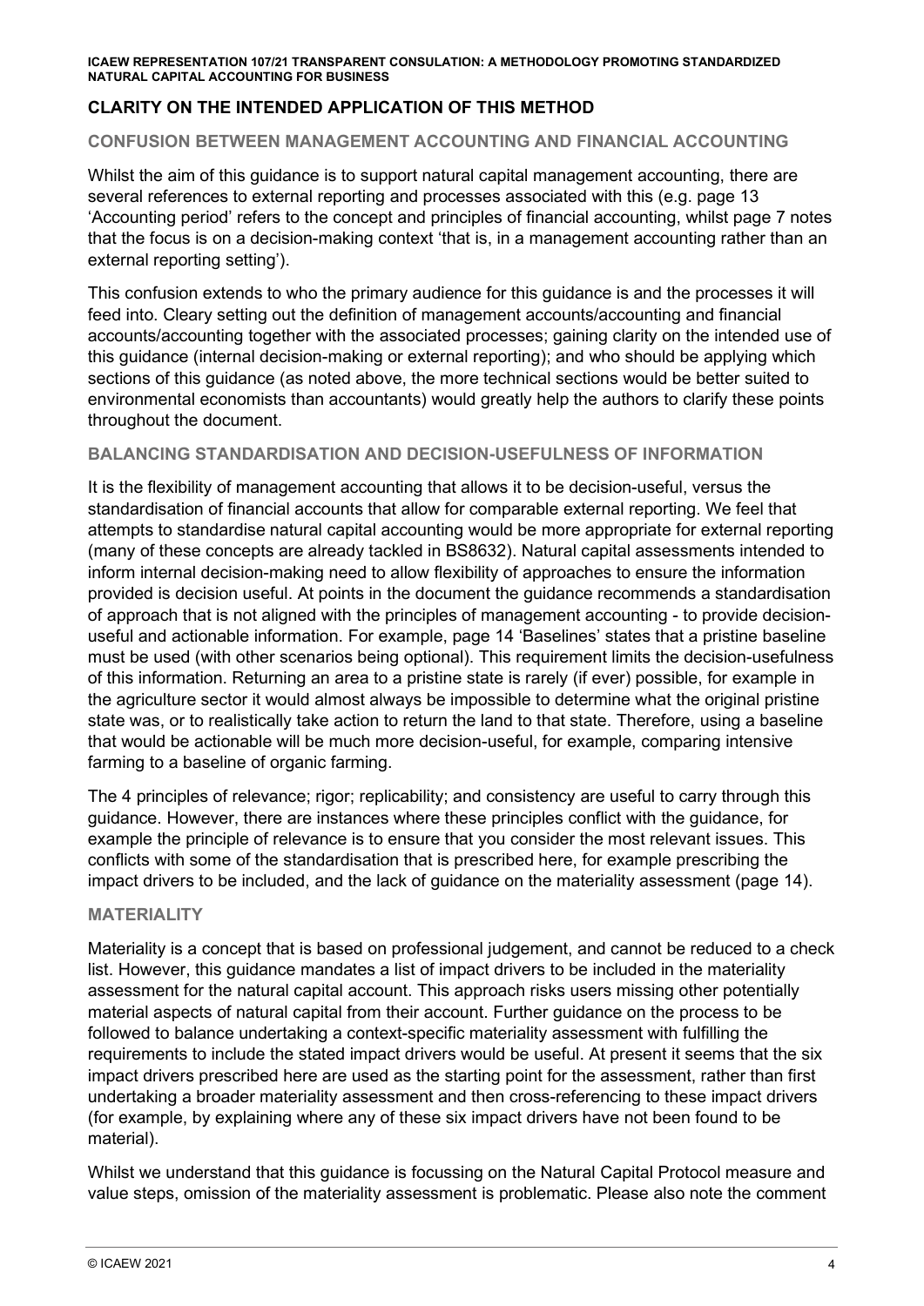## CLARITY ON THE INTENDED APPLICATION OF THIS METHOD

### CONFUSION BETWEEN MANAGEMENT ACCOUNTING AND FINANCIAL ACCOUNTING

Whilst the aim of this guidance is to support natural capital management accounting, there are several references to external reporting and processes associated with this (e.g. page 13 'Accounting period' refers to the concept and principles of financial accounting, whilst page 7 notes that the focus is on a decision-making context 'that is, in a management accounting rather than an external reporting setting').

This confusion extends to who the primary audience for this guidance is and the processes it will feed into. Cleary setting out the definition of management accounts/accounting and financial accounts/accounting together with the associated processes; gaining clarity on the intended use of this guidance (internal decision-making or external reporting); and who should be applying which sections of this guidance (as noted above, the more technical sections would be better suited to environmental economists than accountants) would greatly help the authors to clarify these points throughout the document.

### BALANCING STANDARDISATION AND DECISION-USEFULNESS OF INFORMATION

It is the flexibility of management accounting that allows it to be decision-useful, versus the standardisation of financial accounts that allow for comparable external reporting. We feel that attempts to standardise natural capital accounting would be more appropriate for external reporting (many of these concepts are already tackled in BS8632). Natural capital assessments intended to inform internal decision-making need to allow flexibility of approaches to ensure the information provided is decision useful. At points in the document the guidance recommends a standardisation of approach that is not aligned with the principles of management accounting - to provide decision-useful and actionable information. For example, page 14 'Baselines' states that a pristine baseline must be used (with other scenarios being optional). This requirement limits the decision-usefulness of this information. Returning an area to a pristine state is rarely (if ever) possible, for example in the agriculture sector it would almost always be impossible to determine what the original pristine state was, or to realistically take action to return the land to that state. Therefore, using a baseline that would be actionable will be much more decision-useful, for example, comparing intensive farming to a baseline of organic farming.

The 4 principles of relevance; rigor; replicability; and consistency are useful to carry through this guidance. However, there are instances where these principles conflict with the guidance, for example the principle of relevance is to ensure that you consider the most relevant issues. This conflicts with some of the standardisation that is prescribed here, for example prescribing the impact drivers to be included, and the lack of guidance on the materiality assessment (page 14).

### MATERIALITY

Materiality is a concept that is based on professional judgement, and cannot be reduced to a check list. However, this guidance mandates a list of impact drivers to be included in the materiality assessment for the natural capital account. This approach risks users missing other potentially material aspects of natural capital from their account. Further guidance on the process to be followed to balance undertaking a context-specific materiality assessment with fulfilling the requirements to include the stated impact drivers would be useful. At present it seems that the six impact drivers prescribed here are used as the starting point for the assessment, rather than first undertaking a broader materiality assessment and then cross-referencing to these impact drivers (for example, by explaining where any of these six impact drivers have not been found to be material).

Whilst we understand that this guidance is focussing on the Natural Capital Protocol measure and value steps, omission of the materiality assessment is problematic. Please also note the comment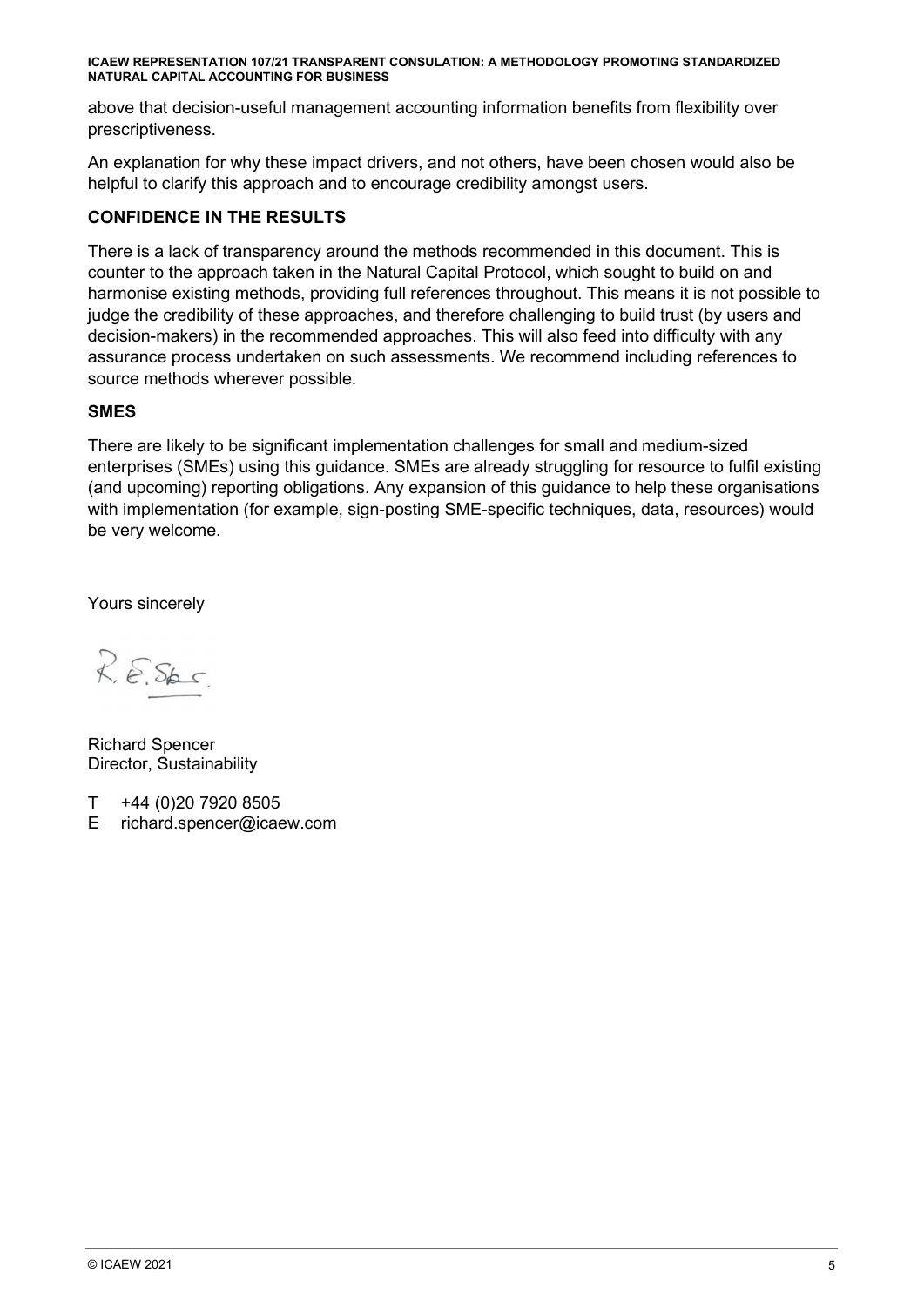above that decision-useful management accounting information benefits from flexibility over prescriptiveness.

An explanation for why these impact drivers, and not others, have been chosen would also be helpful to clarify this approach and to encourage credibility amongst users.

## CONFIDENCE IN THE RESULTS

There is a lack of transparency around the methods recommended in this document. This is counter to the approach taken in the Natural Capital Protocol, which sought to build on and harmonise existing methods, providing full references throughout. This means it is not possible to judge the credibility of these approaches, and therefore challenging to build trust (by users and decision-makers) in the recommended approaches. This will also feed into difficulty with any assurance process undertaken on such assessments. We recommend including references to source methods wherever possible.

## SMES

There are likely to be significant implementation challenges for small and medium-sized enterprises (SMEs) using this guidance. SMEs are already struggling for resource to fulfil existing (and upcoming) reporting obligations. Any expansion of this guidance to help these organisations with implementation (for example, sign-posting SME-specific techniques, data, resources) would be very welcome.

Yours sincerely

Richard Spencer
Director, Sustainability

T +44 (0)20 7920 8505
E richard.spencer@icaew.com